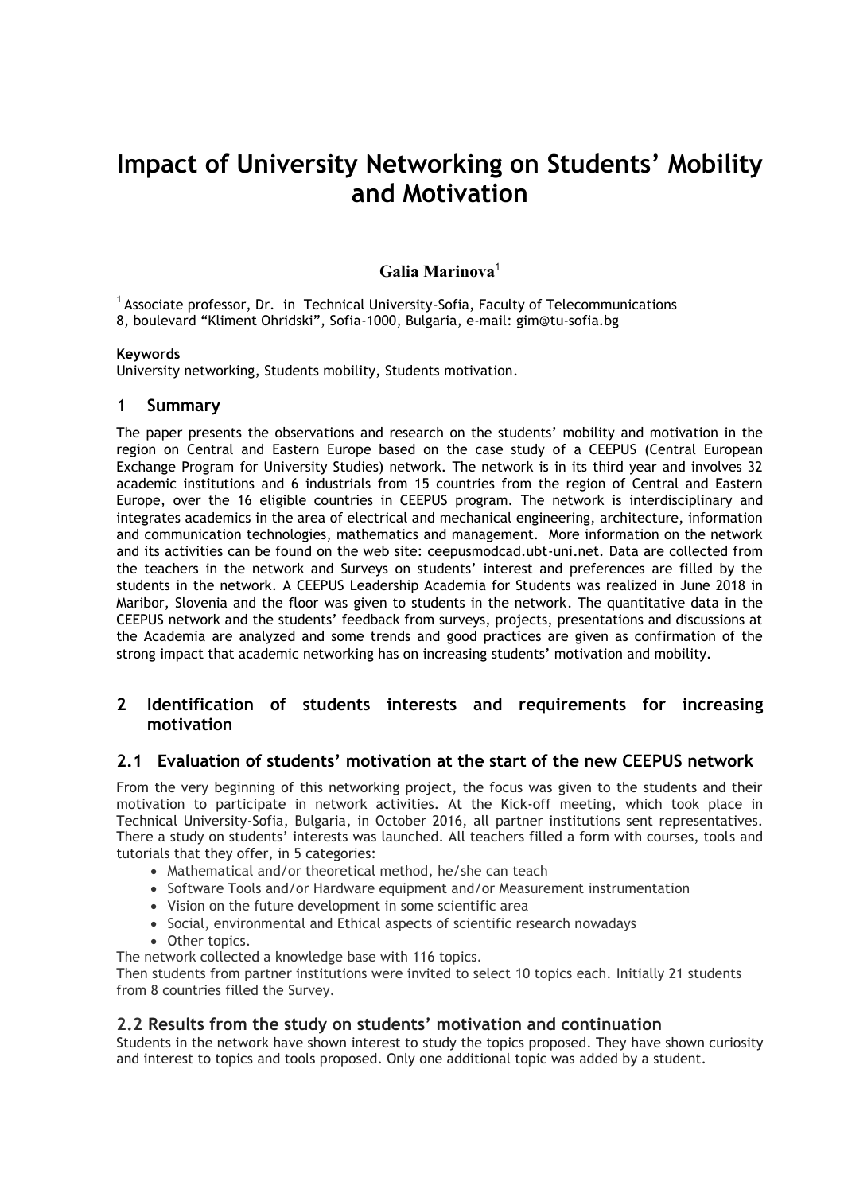# Impact of University Networking on Students' Mobility and Motivation

**Galia Marinova**[1]

[1] Associate professor, Dr. in Technical University-Sofia, Faculty of Telecommunications 8, boulevard "Kliment Ohridski", Sofia-1000, Bulgaria, e-mail: gim@tu-sofia.bg

**Keywords**

University networking, Students mobility, Students motivation.

## 1 Summary

The paper presents the observations and research on the students' mobility and motivation in the region on Central and Eastern Europe based on the case study of a CEEPUS (Central European Exchange Program for University Studies) network. The network is in its third year and involves 32 academic institutions and 6 industrials from 15 countries from the region of Central and Eastern Europe, over the 16 eligible countries in CEEPUS program. The network is interdisciplinary and integrates academics in the area of electrical and mechanical engineering, architecture, information and communication technologies, mathematics and management. More information on the network and its activities can be found on the web site: ceepusmodcad.ubt-uni.net. Data are collected from the teachers in the network and Surveys on students' interest and preferences are filled by the students in the network. A CEEPUS Leadership Academia for Students was realized in June 2018 in Maribor, Slovenia and the floor was given to students in the network. The quantitative data in the CEEPUS network and the students' feedback from surveys, projects, presentations and discussions at the Academia are analyzed and some trends and good practices are given as confirmation of the strong impact that academic networking has on increasing students' motivation and mobility.

## 2 Identification of students interests and requirements for increasing motivation

### 2.1 Evaluation of students' motivation at the start of the new CEEPUS network

From the very beginning of this networking project, the focus was given to the students and their motivation to participate in network activities. At the Kick-off meeting, which took place in Technical University-Sofia, Bulgaria, in October 2016, all partner institutions sent representatives. There a study on students' interests was launched. All teachers filled a form with courses, tools and tutorials that they offer, in 5 categories:

- Mathematical and/or theoretical method, he/she can teach
- Software Tools and/or Hardware equipment and/or Measurement instrumentation
- Vision on the future development in some scientific area
- Social, environmental and Ethical aspects of scientific research nowadays
- Other topics.

The network collected a knowledge base with 116 topics.

Then students from partner institutions were invited to select 10 topics each. Initially 21 students from 8 countries filled the Survey.

### 2.2 Results from the study on students' motivation and continuation

Students in the network have shown interest to study the topics proposed. They have shown curiosity and interest to topics and tools proposed. Only one additional topic was added by a student.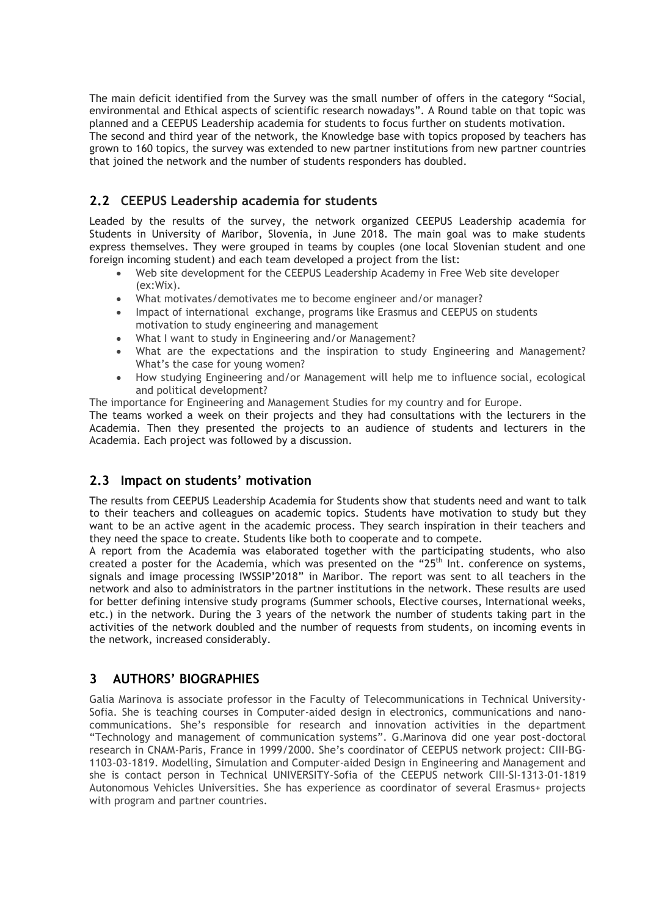The main deficit identified from the Survey was the small number of offers in the category "Social, environmental and Ethical aspects of scientific research nowadays". A Round table on that topic was planned and a CEEPUS Leadership academia for students to focus further on students motivation.
The second and third year of the network, the Knowledge base with topics proposed by teachers has grown to 160 topics, the survey was extended to new partner institutions from new partner countries that joined the network and the number of students responders has doubled.

## 2.2 CEEPUS Leadership academia for students

Leaded by the results of the survey, the network organized CEEPUS Leadership academia for Students in University of Maribor, Slovenia, in June 2018. The main goal was to make students express themselves. They were grouped in teams by couples (one local Slovenian student and one foreign incoming student) and each team developed a project from the list:

- Web site development for the CEEPUS Leadership Academy in Free Web site developer (ex:Wix).
- What motivates/demotivates me to become engineer and/or manager?
- Impact of international exchange, programs like Erasmus and CEEPUS on students motivation to study engineering and management
- What I want to study in Engineering and/or Management?
- What are the expectations and the inspiration to study Engineering and Management? What's the case for young women?
- How studying Engineering and/or Management will help me to influence social, ecological and political development?

The importance for Engineering and Management Studies for my country and for Europe.
The teams worked a week on their projects and they had consultations with the lecturers in the Academia. Then they presented the projects to an audience of students and lecturers in the Academia. Each project was followed by a discussion.

## 2.3 Impact on students' motivation

The results from CEEPUS Leadership Academia for Students show that students need and want to talk to their teachers and colleagues on academic topics. Students have motivation to study but they want to be an active agent in the academic process. They search inspiration in their teachers and they need the space to create. Students like both to cooperate and to compete.
A report from the Academia was elaborated together with the participating students, who also created a poster for the Academia, which was presented on the "25th Int. conference on systems, signals and image processing IWSSIP'2018" in Maribor. The report was sent to all teachers in the network and also to administrators in the partner institutions in the network. These results are used for better defining intensive study programs (Summer schools, Elective courses, International weeks, etc.) in the network. During the 3 years of the network the number of students taking part in the activities of the network doubled and the number of requests from students, on incoming events in the network, increased considerably.

# 3 AUTHORS' BIOGRAPHIES

Galia Marinova is associate professor in the Faculty of Telecommunications in Technical University-Sofia. She is teaching courses in Computer-aided design in electronics, communications and nano-communications. She's responsible for research and innovation activities in the department "Technology and management of communication systems". G.Marinova did one year post-doctoral research in CNAM-Paris, France in 1999/2000. She's coordinator of CEEPUS network project: CIII-BG-1103-03-1819. Modelling, Simulation and Computer-aided Design in Engineering and Management and she is contact person in Technical UNIVERSITY-Sofia of the CEEPUS network CIII-SI-1313-01-1819 Autonomous Vehicles Universities. She has experience as coordinator of several Erasmus+ projects with program and partner countries.